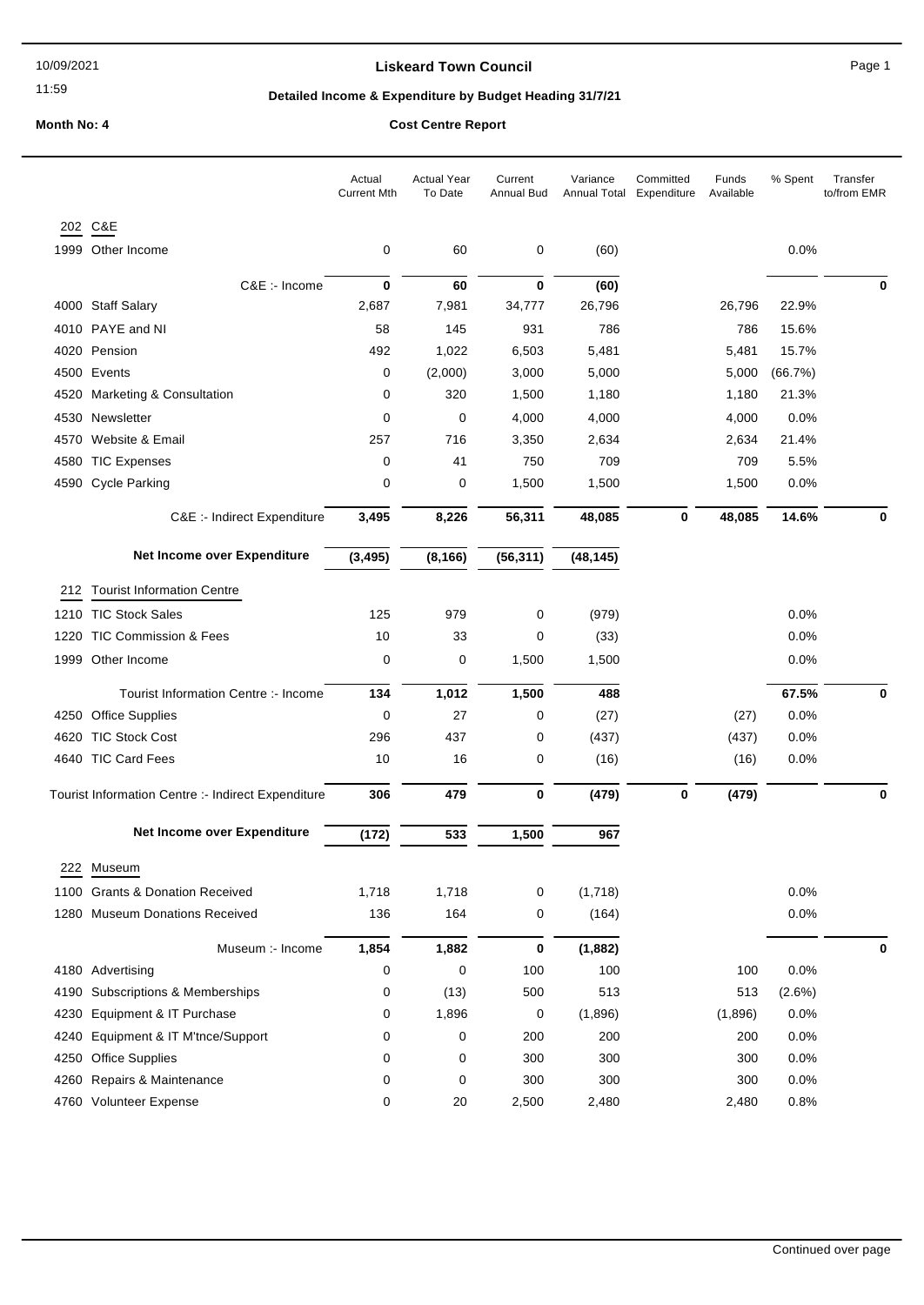10/09/2021

11:59

# Liskeard Town Council

## Detailed Income & Expenditure by Budget Heading 31/7/21

**Month No: 4** **Cost Centre Report**

| | | Actual Current Mth | Actual Year To Date | Current Annual Bud | Variance Annual Total | Committed Expenditure | Funds Available | % Spent | Transfer to/from EMR |
|---|---|---|---|---|---|---|---|---|---|
| **202** | **C&E** | | | | | | | | |
| 1999 | Other Income | 0 | 60 | 0 | (60) | | | 0.0% | |
| | C&E :- Income | **0** | **60** | **0** | **(60)** | | | | **0** |
| 4000 | Staff Salary | 2,687 | 7,981 | 34,777 | 26,796 | | 26,796 | 22.9% | |
| 4010 | PAYE and NI | 58 | 145 | 931 | 786 | | 786 | 15.6% | |
| 4020 | Pension | 492 | 1,022 | 6,503 | 5,481 | | 5,481 | 15.7% | |
| 4500 | Events | 0 | (2,000) | 3,000 | 5,000 | | 5,000 | (66.7%) | |
| 4520 | Marketing & Consultation | 0 | 320 | 1,500 | 1,180 | | 1,180 | 21.3% | |
| 4530 | Newsletter | 0 | 0 | 4,000 | 4,000 | | 4,000 | 0.0% | |
| 4570 | Website & Email | 257 | 716 | 3,350 | 2,634 | | 2,634 | 21.4% | |
| 4580 | TIC Expenses | 0 | 41 | 750 | 709 | | 709 | 5.5% | |
| 4590 | Cycle Parking | 0 | 0 | 1,500 | 1,500 | | 1,500 | 0.0% | |
| | C&E :- Indirect Expenditure | **3,495** | **8,226** | **56,311** | **48,085** | **0** | **48,085** | **14.6%** | **0** |
| | **Net Income over Expenditure** | **(3,495)** | **(8,166)** | **(56,311)** | **(48,145)** | | | | |
| **212** | **Tourist Information Centre** | | | | | | | | |
| 1210 | TIC Stock Sales | 125 | 979 | 0 | (979) | | | 0.0% | |
| 1220 | TIC Commission & Fees | 10 | 33 | 0 | (33) | | | 0.0% | |
| 1999 | Other Income | 0 | 0 | 1,500 | 1,500 | | | 0.0% | |
| | Tourist Information Centre :- Income | **134** | **1,012** | **1,500** | **488** | | | **67.5%** | **0** |
| 4250 | Office Supplies | 0 | 27 | 0 | (27) | | (27) | 0.0% | |
| 4620 | TIC Stock Cost | 296 | 437 | 0 | (437) | | (437) | 0.0% | |
| 4640 | TIC Card Fees | 10 | 16 | 0 | (16) | | (16) | 0.0% | |
| | Tourist Information Centre :- Indirect Expenditure | **306** | **479** | **0** | **(479)** | **0** | **(479)** | | **0** |
| | **Net Income over Expenditure** | **(172)** | **533** | **1,500** | **967** | | | | |
| **222** | **Museum** | | | | | | | | |
| 1100 | Grants & Donation Received | 1,718 | 1,718 | 0 | (1,718) | | | 0.0% | |
| 1280 | Museum Donations Received | 136 | 164 | 0 | (164) | | | 0.0% | |
| | Museum :- Income | **1,854** | **1,882** | **0** | **(1,882)** | | | | **0** |
| 4180 | Advertising | 0 | 0 | 100 | 100 | | 100 | 0.0% | |
| 4190 | Subscriptions & Memberships | 0 | (13) | 500 | 513 | | 513 | (2.6%) | |
| 4230 | Equipment & IT Purchase | 0 | 1,896 | 0 | (1,896) | | (1,896) | 0.0% | |
| 4240 | Equipment & IT M'tnce/Support | 0 | 0 | 200 | 200 | | 200 | 0.0% | |
| 4250 | Office Supplies | 0 | 0 | 300 | 300 | | 300 | 0.0% | |
| 4260 | Repairs & Maintenance | 0 | 0 | 300 | 300 | | 300 | 0.0% | |
| 4760 | Volunteer Expense | 0 | 20 | 2,500 | 2,480 | | 2,480 | 0.8% | |

Continued over page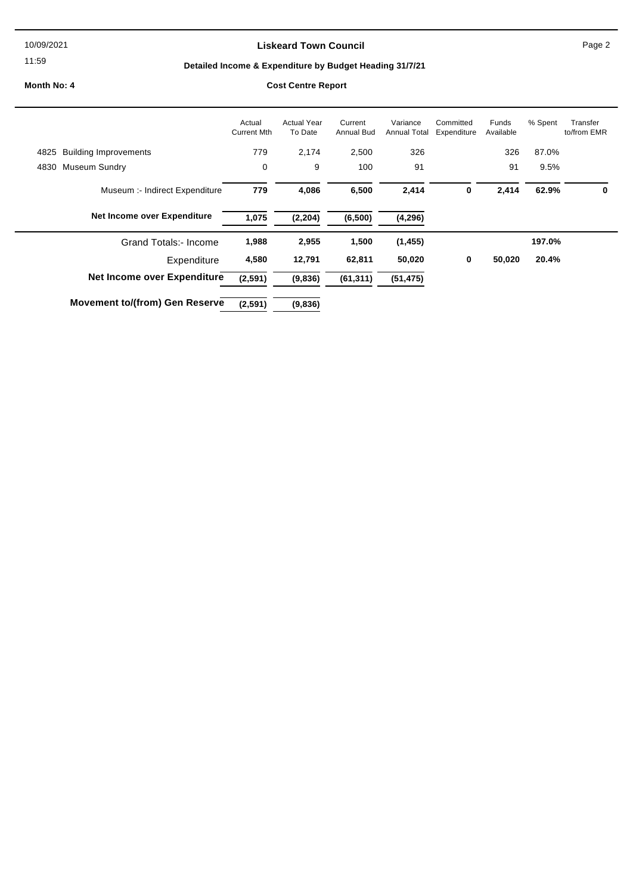**Liskeard Town Council**

**Detailed Income & Expenditure by Budget Heading 31/7/21**

**Month No: 4** **Cost Centre Report**

| | Actual Current Mth | Actual Year To Date | Current Annual Bud | Variance Annual Total | Committed Expenditure | Funds Available | % Spent | Transfer to/from EMR |
|---|---|---|---|---|---|---|---|---|
| 4825 Building Improvements | 779 | 2,174 | 2,500 | 326 | | 326 | 87.0% | |
| 4830 Museum Sundry | 0 | 9 | 100 | 91 | | 91 | 9.5% | |
| Museum :- Indirect Expenditure | **779** | **4,086** | **6,500** | **2,414** | **0** | **2,414** | **62.9%** | **0** |
| **Net Income over Expenditure** | **1,075** | **(2,204)** | **(6,500)** | **(4,296)** | | | | |
| Grand Totals:- Income | **1,988** | **2,955** | **1,500** | **(1,455)** | | | **197.0%** | |
| Expenditure | **4,580** | **12,791** | **62,811** | **50,020** | **0** | **50,020** | **20.4%** | |
| **Net Income over Expenditure** | **(2,591)** | **(9,836)** | **(61,311)** | **(51,475)** | | | | |
| **Movement to/(from) Gen Reserve** | **(2,591)** | **(9,836)** | | | | | | |